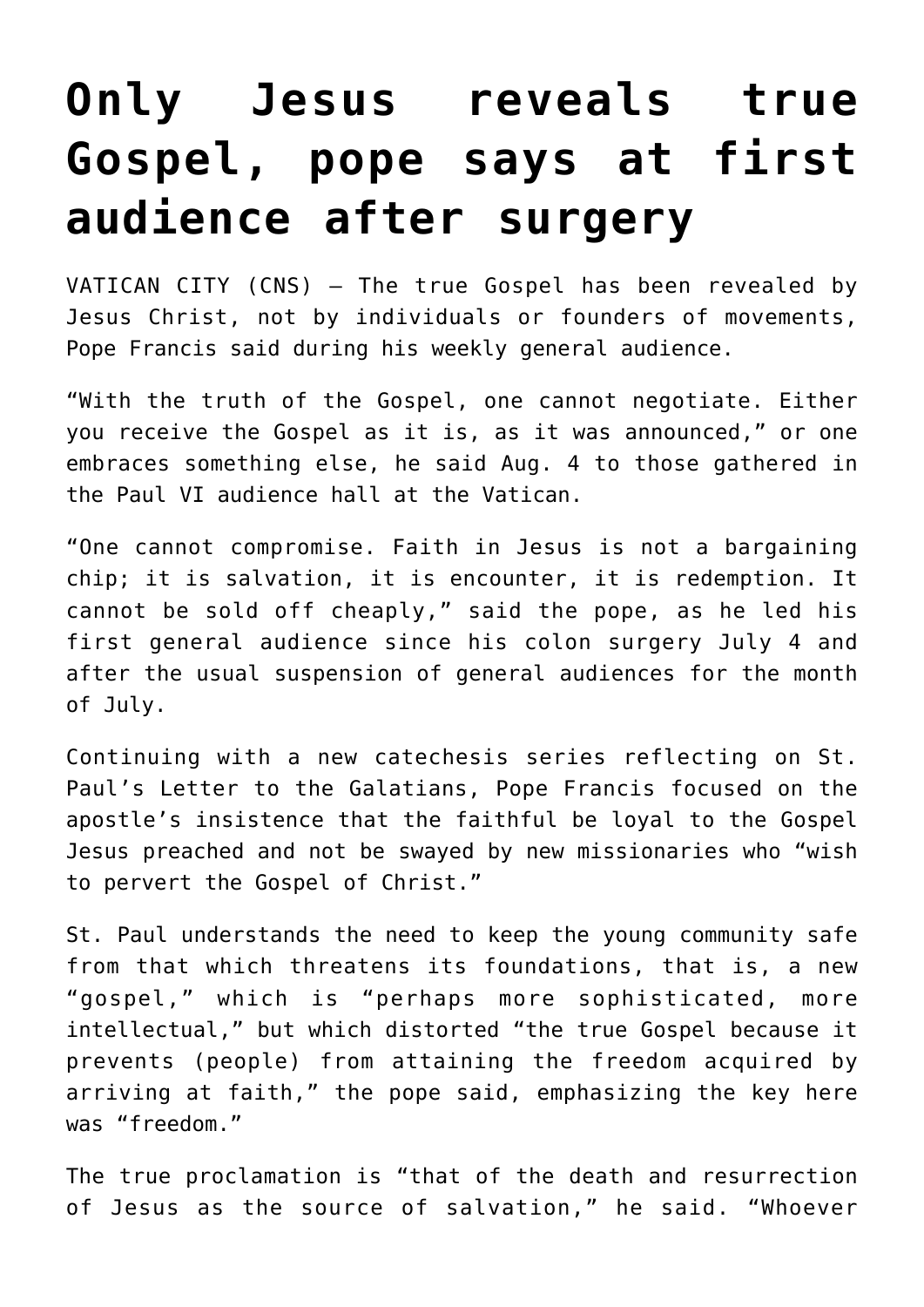# Only Jesus reveals true Gospel, pope says at first audience after surgery

VATICAN CITY (CNS) — The true Gospel has been revealed by Jesus Christ, not by individuals or founders of movements, Pope Francis said during his weekly general audience.

“With the truth of the Gospel, one cannot negotiate. Either you receive the Gospel as it is, as it was announced,” or one embraces something else, he said Aug. 4 to those gathered in the Paul VI audience hall at the Vatican.

“One cannot compromise. Faith in Jesus is not a bargaining chip; it is salvation, it is encounter, it is redemption. It cannot be sold off cheaply,” said the pope, as he led his first general audience since his colon surgery July 4 and after the usual suspension of general audiences for the month of July.

Continuing with a new catechesis series reflecting on St. Paul’s Letter to the Galatians, Pope Francis focused on the apostle’s insistence that the faithful be loyal to the Gospel Jesus preached and not be swayed by new missionaries who “wish to pervert the Gospel of Christ.”

St. Paul understands the need to keep the young community safe from that which threatens its foundations, that is, a new “gospel,” which is “perhaps more sophisticated, more intellectual,” but which distorted “the true Gospel because it prevents (people) from attaining the freedom acquired by arriving at faith,” the pope said, emphasizing the key here was “freedom.”

The true proclamation is “that of the death and resurrection of Jesus as the source of salvation,” he said. “Whoever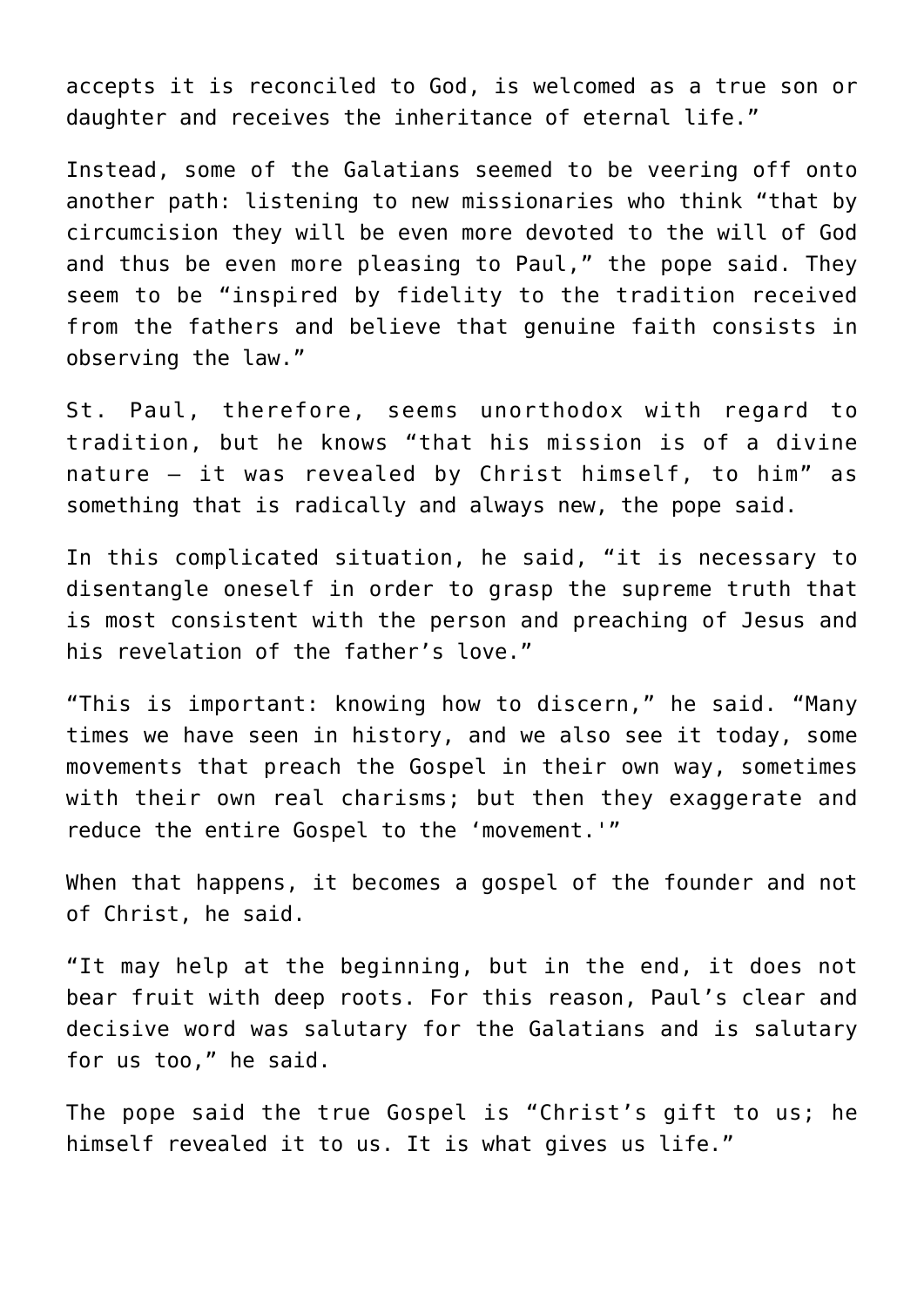accepts it is reconciled to God, is welcomed as a true son or daughter and receives the inheritance of eternal life."

Instead, some of the Galatians seemed to be veering off onto another path: listening to new missionaries who think "that by circumcision they will be even more devoted to the will of God and thus be even more pleasing to Paul," the pope said. They seem to be "inspired by fidelity to the tradition received from the fathers and believe that genuine faith consists in observing the law."

St. Paul, therefore, seems unorthodox with regard to tradition, but he knows "that his mission is of a divine nature – it was revealed by Christ himself, to him" as something that is radically and always new, the pope said.

In this complicated situation, he said, "it is necessary to disentangle oneself in order to grasp the supreme truth that is most consistent with the person and preaching of Jesus and his revelation of the father's love."

"This is important: knowing how to discern," he said. "Many times we have seen in history, and we also see it today, some movements that preach the Gospel in their own way, sometimes with their own real charisms; but then they exaggerate and reduce the entire Gospel to the 'movement.'"

When that happens, it becomes a gospel of the founder and not of Christ, he said.

"It may help at the beginning, but in the end, it does not bear fruit with deep roots. For this reason, Paul's clear and decisive word was salutary for the Galatians and is salutary for us too," he said.

The pope said the true Gospel is "Christ's gift to us; he himself revealed it to us. It is what gives us life."